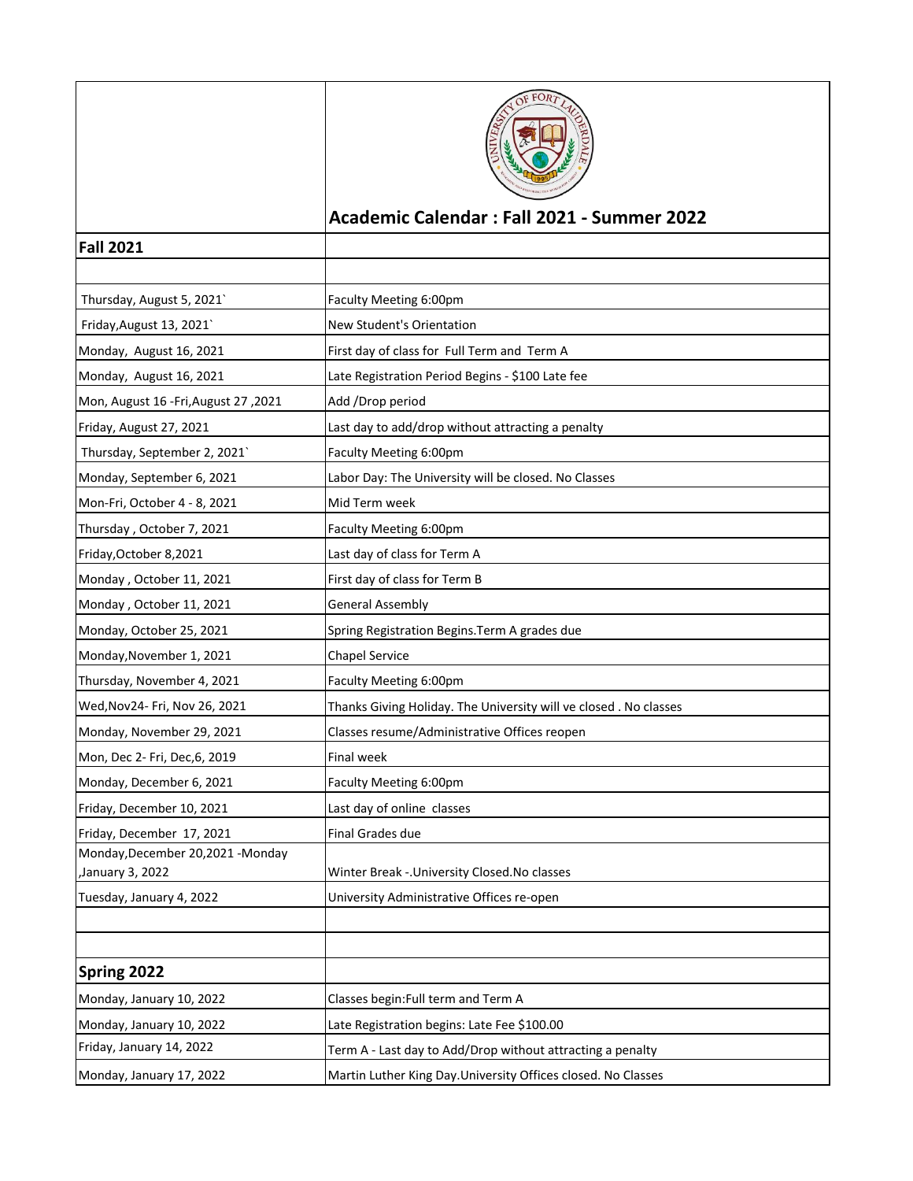# Academic Calendar : Fall 2021 - Summer 2022

| | |
|---|---|
| **Fall 2021** | |
| | |
| Thursday, August 5, 2021` | Faculty Meeting 6:00pm |
| Friday,August 13, 2021` | New Student's Orientation |
| Monday, August 16, 2021 | First day of class for Full Term and Term A |
| Monday, August 16, 2021 | Late Registration Period Begins - $100 Late fee |
| Mon, August 16 -Fri,August 27 ,2021 | Add /Drop period |
| Friday, August 27, 2021 | Last day to add/drop without attracting a penalty |
| Thursday, September 2, 2021` | Faculty Meeting 6:00pm |
| Monday, September 6, 2021 | Labor Day: The University will be closed. No Classes |
| Mon-Fri, October 4 - 8, 2021 | Mid Term week |
| Thursday , October 7, 2021 | Faculty Meeting 6:00pm |
| Friday,October 8,2021 | Last day of class for Term A |
| Monday , October 11, 2021 | First day of class for Term B |
| Monday , October 11, 2021 | General Assembly |
| Monday, October 25, 2021 | Spring Registration Begins.Term A grades due |
| Monday,November 1, 2021 | Chapel Service |
| Thursday, November 4, 2021 | Faculty Meeting 6:00pm |
| Wed,Nov24- Fri, Nov 26, 2021 | Thanks Giving Holiday. The University will ve closed . No classes |
| Monday, November 29, 2021 | Classes resume/Administrative Offices reopen |
| Mon, Dec 2- Fri, Dec,6, 2019 | Final week |
| Monday, December 6, 2021 | Faculty Meeting 6:00pm |
| Friday, December 10, 2021 | Last day of online classes |
| Friday, December 17, 2021 | Final Grades due |
| Monday,December 20,2021 -Monday ,January 3, 2022 | Winter Break -.University Closed.No classes |
| Tuesday, January 4, 2022 | University Administrative Offices re-open |
| | |
| | |
| **Spring 2022** | |
| Monday, January 10, 2022 | Classes begin:Full term and Term A |
| Monday, January 10, 2022 | Late Registration begins: Late Fee $100.00 |
| Friday, January 14, 2022 | Term A - Last day to Add/Drop without attracting a penalty |
| Monday, January 17, 2022 | Martin Luther King Day.University Offices closed. No Classes |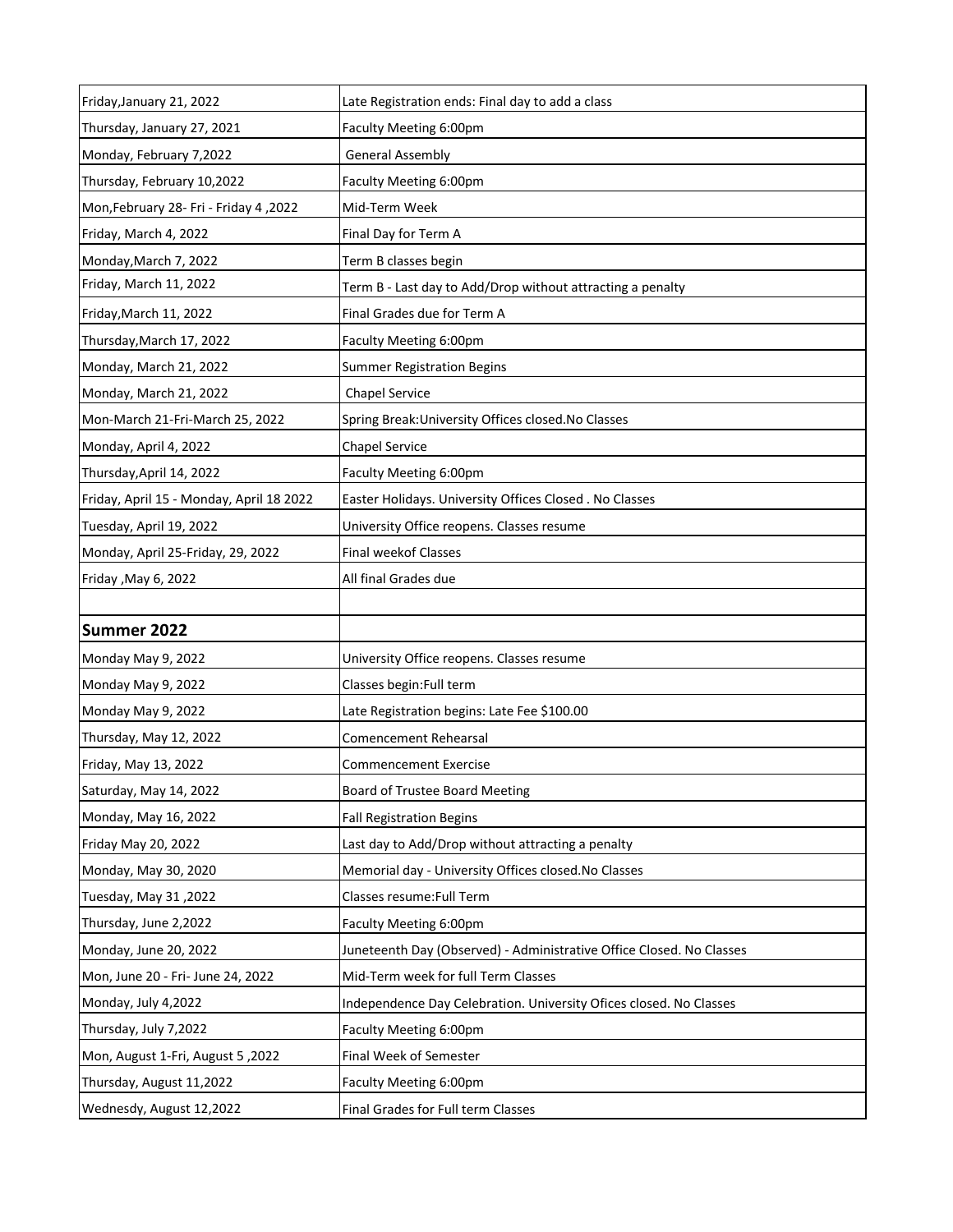| | |
|---|---|
| Friday,January 21, 2022 | Late Registration ends: Final day to add a class |
| Thursday, January 27, 2021 | Faculty Meeting 6:00pm |
| Monday, February 7,2022 | General Assembly |
| Thursday, February 10,2022 | Faculty Meeting 6:00pm |
| Mon,February 28- Fri - Friday 4 ,2022 | Mid-Term Week |
| Friday, March 4, 2022 | Final Day for Term A |
| Monday,March 7, 2022 | Term B classes begin |
| Friday, March 11, 2022 | Term B - Last day to Add/Drop without attracting a penalty |
| Friday,March 11, 2022 | Final Grades due for Term A |
| Thursday,March 17, 2022 | Faculty Meeting 6:00pm |
| Monday, March 21, 2022 | Summer Registration Begins |
| Monday, March 21, 2022 | Chapel Service |
| Mon-March 21-Fri-March 25, 2022 | Spring Break:University Offices closed.No Classes |
| Monday, April 4, 2022 | Chapel Service |
| Thursday,April 14, 2022 | Faculty Meeting 6:00pm |
| Friday, April 15 - Monday, April 18 2022 | Easter Holidays. University Offices Closed . No Classes |
| Tuesday, April 19, 2022 | University Office reopens. Classes resume |
| Monday, April 25-Friday, 29, 2022 | Final weekof Classes |
| Friday ,May 6, 2022 | All final Grades due |
| | |
| **Summer 2022** | |
| Monday May 9, 2022 | University Office reopens. Classes resume |
| Monday May 9, 2022 | Classes begin:Full term |
| Monday May 9, 2022 | Late Registration begins: Late Fee $100.00 |
| Thursday, May 12, 2022 | Comencement Rehearsal |
| Friday, May 13, 2022 | Commencement Exercise |
| Saturday, May 14, 2022 | Board of Trustee Board Meeting |
| Monday, May 16, 2022 | Fall Registration Begins |
| Friday May 20, 2022 | Last day to Add/Drop without attracting a penalty |
| Monday, May 30, 2020 | Memorial day - University Offices closed.No Classes |
| Tuesday, May 31 ,2022 | Classes resume:Full Term |
| Thursday, June 2,2022 | Faculty Meeting 6:00pm |
| Monday, June 20, 2022 | Juneteenth Day (Observed) - Administrative Office Closed. No Classes |
| Mon, June 20 - Fri- June 24, 2022 | Mid-Term week for full Term Classes |
| Monday, July 4,2022 | Independence Day Celebration. University Ofices closed. No Classes |
| Thursday, July 7,2022 | Faculty Meeting 6:00pm |
| Mon, August 1-Fri, August 5 ,2022 | Final Week of Semester |
| Thursday, August 11,2022 | Faculty Meeting 6:00pm |
| Wednesdy, August 12,2022 | Final Grades for Full term Classes |